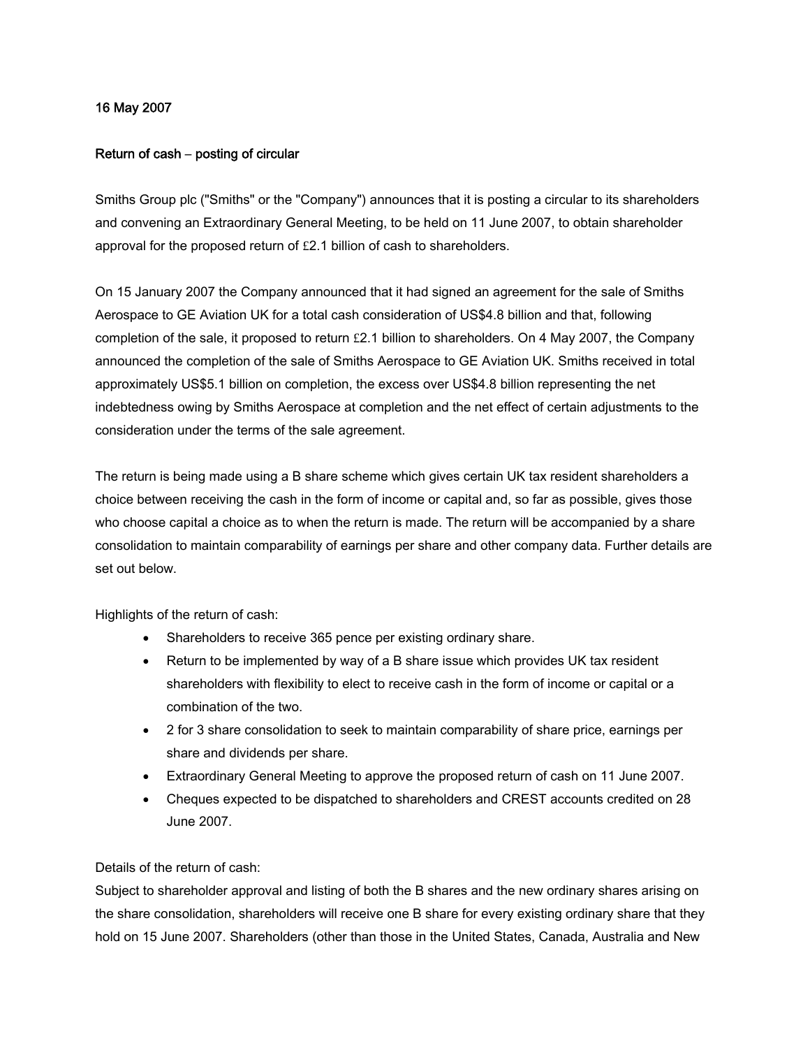16 May 2007

**Return of cash – posting of circular**

Smiths Group plc ("Smiths" or the "Company") announces that it is posting a circular to its shareholders and convening an Extraordinary General Meeting, to be held on 11 June 2007, to obtain shareholder approval for the proposed return of £2.1 billion of cash to shareholders.

On 15 January 2007 the Company announced that it had signed an agreement for the sale of Smiths Aerospace to GE Aviation UK for a total cash consideration of US$4.8 billion and that, following completion of the sale, it proposed to return £2.1 billion to shareholders. On 4 May 2007, the Company announced the completion of the sale of Smiths Aerospace to GE Aviation UK. Smiths received in total approximately US$5.1 billion on completion, the excess over US$4.8 billion representing the net indebtedness owing by Smiths Aerospace at completion and the net effect of certain adjustments to the consideration under the terms of the sale agreement.

The return is being made using a B share scheme which gives certain UK tax resident shareholders a choice between receiving the cash in the form of income or capital and, so far as possible, gives those who choose capital a choice as to when the return is made. The return will be accompanied by a share consolidation to maintain comparability of earnings per share and other company data. Further details are set out below.

Highlights of the return of cash:

- Shareholders to receive 365 pence per existing ordinary share.
- Return to be implemented by way of a B share issue which provides UK tax resident shareholders with flexibility to elect to receive cash in the form of income or capital or a combination of the two.
- 2 for 3 share consolidation to seek to maintain comparability of share price, earnings per share and dividends per share.
- Extraordinary General Meeting to approve the proposed return of cash on 11 June 2007.
- Cheques expected to be dispatched to shareholders and CREST accounts credited on 28 June 2007.

Details of the return of cash:

Subject to shareholder approval and listing of both the B shares and the new ordinary shares arising on the share consolidation, shareholders will receive one B share for every existing ordinary share that they hold on 15 June 2007. Shareholders (other than those in the United States, Canada, Australia and New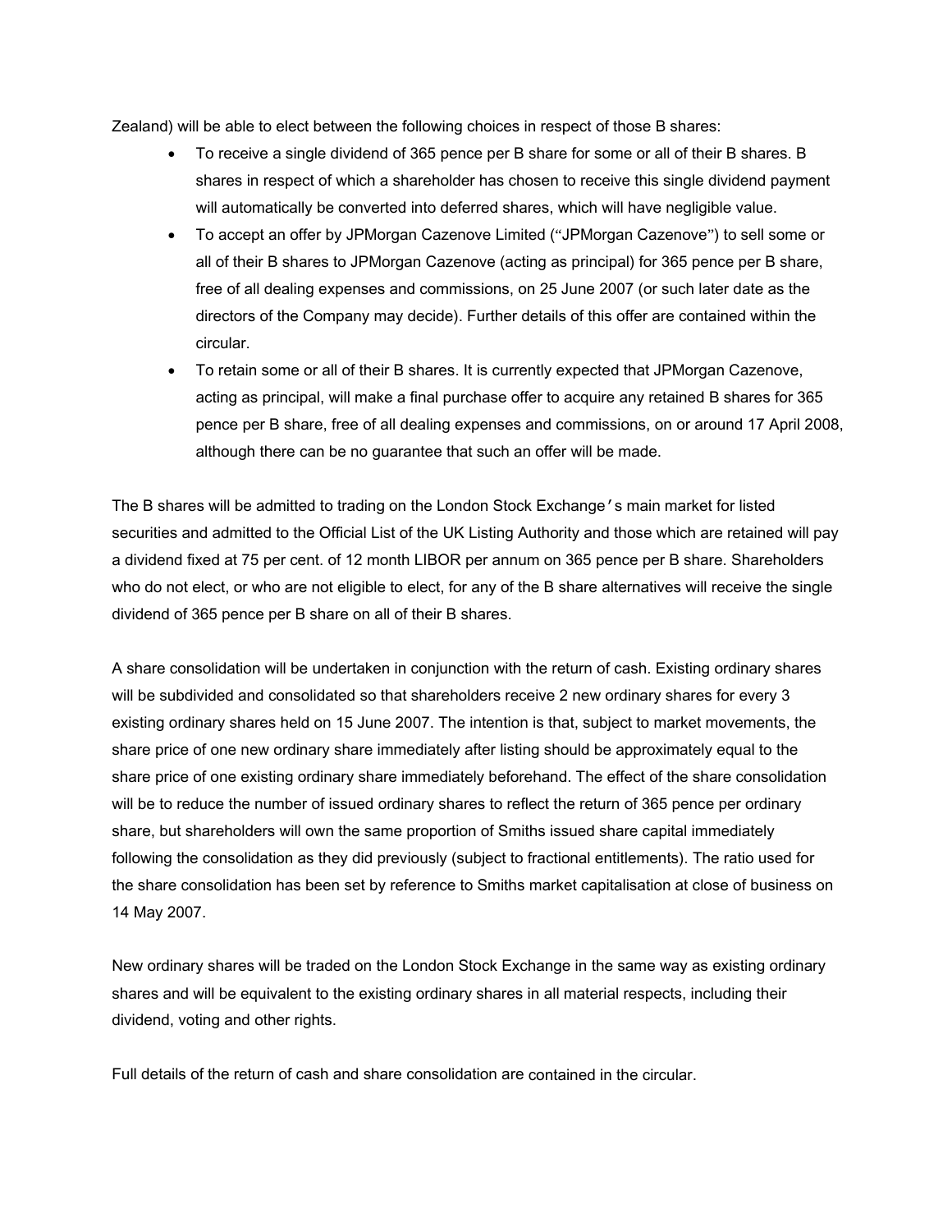Zealand) will be able to elect between the following choices in respect of those B shares:

- To receive a single dividend of 365 pence per B share for some or all of their B shares. B shares in respect of which a shareholder has chosen to receive this single dividend payment will automatically be converted into deferred shares, which will have negligible value.
- To accept an offer by JPMorgan Cazenove Limited ("JPMorgan Cazenove") to sell some or all of their B shares to JPMorgan Cazenove (acting as principal) for 365 pence per B share, free of all dealing expenses and commissions, on 25 June 2007 (or such later date as the directors of the Company may decide). Further details of this offer are contained within the circular.
- To retain some or all of their B shares. It is currently expected that JPMorgan Cazenove, acting as principal, will make a final purchase offer to acquire any retained B shares for 365 pence per B share, free of all dealing expenses and commissions, on or around 17 April 2008, although there can be no guarantee that such an offer will be made.

The B shares will be admitted to trading on the London Stock Exchange's main market for listed securities and admitted to the Official List of the UK Listing Authority and those which are retained will pay a dividend fixed at 75 per cent. of 12 month LIBOR per annum on 365 pence per B share. Shareholders who do not elect, or who are not eligible to elect, for any of the B share alternatives will receive the single dividend of 365 pence per B share on all of their B shares.

A share consolidation will be undertaken in conjunction with the return of cash. Existing ordinary shares will be subdivided and consolidated so that shareholders receive 2 new ordinary shares for every 3 existing ordinary shares held on 15 June 2007. The intention is that, subject to market movements, the share price of one new ordinary share immediately after listing should be approximately equal to the share price of one existing ordinary share immediately beforehand. The effect of the share consolidation will be to reduce the number of issued ordinary shares to reflect the return of 365 pence per ordinary share, but shareholders will own the same proportion of Smiths issued share capital immediately following the consolidation as they did previously (subject to fractional entitlements). The ratio used for the share consolidation has been set by reference to Smiths market capitalisation at close of business on 14 May 2007.

New ordinary shares will be traded on the London Stock Exchange in the same way as existing ordinary shares and will be equivalent to the existing ordinary shares in all material respects, including their dividend, voting and other rights.

Full details of the return of cash and share consolidation are contained in the circular.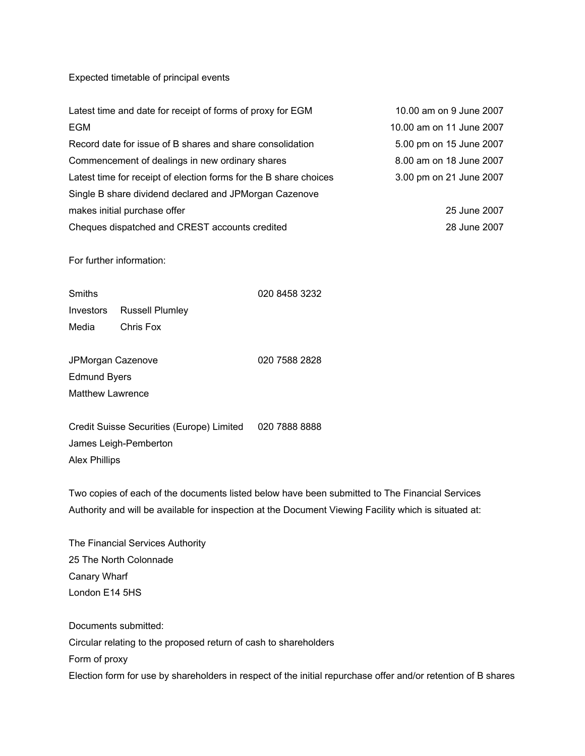Expected timetable of principal events

| | |
|---|---|
| Latest time and date for receipt of forms of proxy for EGM | 10.00 am on 9 June 2007 |
| EGM | 10.00 am on 11 June 2007 |
| Record date for issue of B shares and share consolidation | 5.00 pm on 15 June 2007 |
| Commencement of dealings in new ordinary shares | 8.00 am on 18 June 2007 |
| Latest time for receipt of election forms for the B share choices | 3.00 pm on 21 June 2007 |
| Single B share dividend declared and JPMorgan Cazenove makes initial purchase offer | 25 June 2007 |
| Cheques dispatched and CREST accounts credited | 28 June 2007 |

For further information:

Smiths 020 8458 3232
Investors Russell Plumley
Media Chris Fox

JPMorgan Cazenove 020 7588 2828
Edmund Byers
Matthew Lawrence

Credit Suisse Securities (Europe) Limited 020 7888 8888
James Leigh-Pemberton
Alex Phillips

Two copies of each of the documents listed below have been submitted to The Financial Services Authority and will be available for inspection at the Document Viewing Facility which is situated at:

The Financial Services Authority
25 The North Colonnade
Canary Wharf
London E14 5HS

Documents submitted:
Circular relating to the proposed return of cash to shareholders
Form of proxy
Election form for use by shareholders in respect of the initial repurchase offer and/or retention of B shares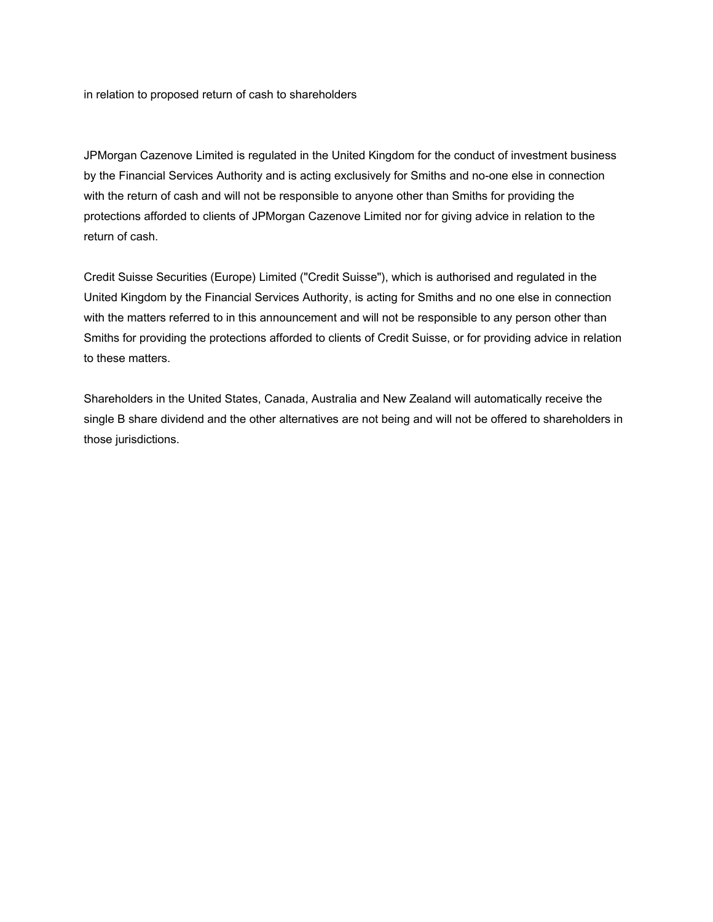in relation to proposed return of cash to shareholders

JPMorgan Cazenove Limited is regulated in the United Kingdom for the conduct of investment business by the Financial Services Authority and is acting exclusively for Smiths and no-one else in connection with the return of cash and will not be responsible to anyone other than Smiths for providing the protections afforded to clients of JPMorgan Cazenove Limited nor for giving advice in relation to the return of cash.

Credit Suisse Securities (Europe) Limited ("Credit Suisse"), which is authorised and regulated in the United Kingdom by the Financial Services Authority, is acting for Smiths and no one else in connection with the matters referred to in this announcement and will not be responsible to any person other than Smiths for providing the protections afforded to clients of Credit Suisse, or for providing advice in relation to these matters.

Shareholders in the United States, Canada, Australia and New Zealand will automatically receive the single B share dividend and the other alternatives are not being and will not be offered to shareholders in those jurisdictions.